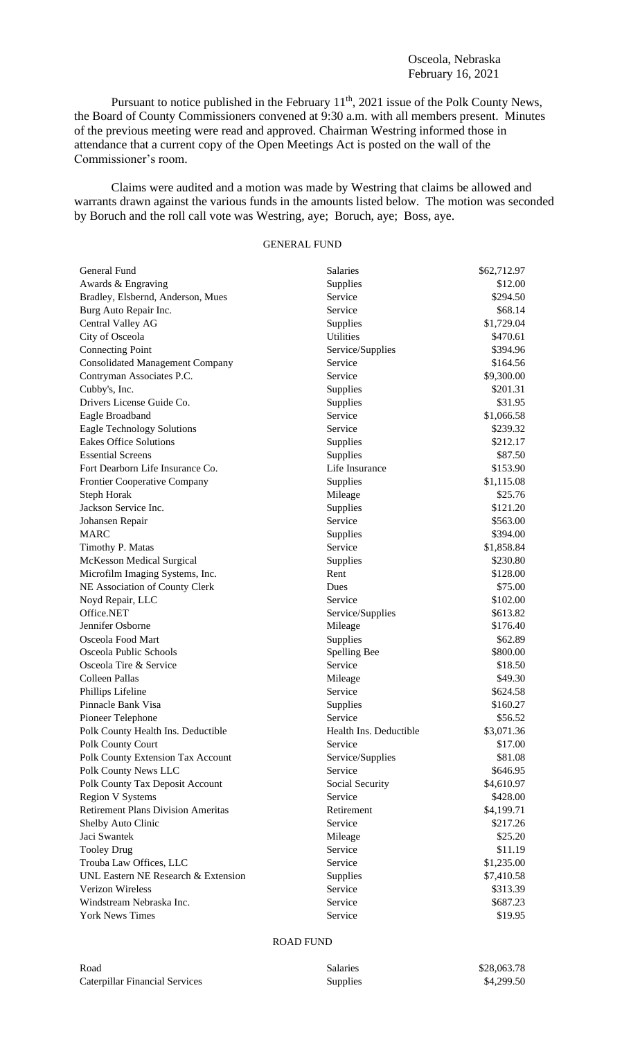Osceola, Nebraska
February 16, 2021

Pursuant to notice published in the February 11th, 2021 issue of the Polk County News, the Board of County Commissioners convened at 9:30 a.m. with all members present. Minutes of the previous meeting were read and approved. Chairman Westring informed those in attendance that a current copy of the Open Meetings Act is posted on the wall of the Commissioner's room.

Claims were audited and a motion was made by Westring that claims be allowed and warrants drawn against the various funds in the amounts listed below. The motion was seconded by Boruch and the roll call vote was Westring, aye; Boruch, aye; Boss, aye.

GENERAL FUND

| | | |
|---|---|---|
| General Fund | Salaries | $62,712.97 |
| Awards & Engraving | Supplies | $12.00 |
| Bradley, Elsbernd, Anderson, Mues | Service | $294.50 |
| Burg Auto Repair Inc. | Service | $68.14 |
| Central Valley AG | Supplies | $1,729.04 |
| City of Osceola | Utilities | $470.61 |
| Connecting Point | Service/Supplies | $394.96 |
| Consolidated Management Company | Service | $164.56 |
| Contryman Associates P.C. | Service | $9,300.00 |
| Cubby's, Inc. | Supplies | $201.31 |
| Drivers License Guide Co. | Supplies | $31.95 |
| Eagle Broadband | Service | $1,066.58 |
| Eagle Technology Solutions | Service | $239.32 |
| Eakes Office Solutions | Supplies | $212.17 |
| Essential Screens | Supplies | $87.50 |
| Fort Dearborn Life Insurance Co. | Life Insurance | $153.90 |
| Frontier Cooperative Company | Supplies | $1,115.08 |
| Steph Horak | Mileage | $25.76 |
| Jackson Service Inc. | Supplies | $121.20 |
| Johansen Repair | Service | $563.00 |
| MARC | Supplies | $394.00 |
| Timothy P. Matas | Service | $1,858.84 |
| McKesson Medical Surgical | Supplies | $230.80 |
| Microfilm Imaging Systems, Inc. | Rent | $128.00 |
| NE Association of County Clerk | Dues | $75.00 |
| Noyd Repair, LLC | Service | $102.00 |
| Office.NET | Service/Supplies | $613.82 |
| Jennifer Osborne | Mileage | $176.40 |
| Osceola Food Mart | Supplies | $62.89 |
| Osceola Public Schools | Spelling Bee | $800.00 |
| Osceola Tire & Service | Service | $18.50 |
| Colleen Pallas | Mileage | $49.30 |
| Phillips Lifeline | Service | $624.58 |
| Pinnacle Bank Visa | Supplies | $160.27 |
| Pioneer Telephone | Service | $56.52 |
| Polk County Health Ins. Deductible | Health Ins. Deductible | $3,071.36 |
| Polk County Court | Service | $17.00 |
| Polk County Extension Tax Account | Service/Supplies | $81.08 |
| Polk County News LLC | Service | $646.95 |
| Polk County Tax Deposit Account | Social Security | $4,610.97 |
| Region V Systems | Service | $428.00 |
| Retirement Plans Division Ameritas | Retirement | $4,199.71 |
| Shelby Auto Clinic | Service | $217.26 |
| Jaci Swantek | Mileage | $25.20 |
| Tooley Drug | Service | $11.19 |
| Trouba Law Offices, LLC | Service | $1,235.00 |
| UNL Eastern NE Research & Extension | Supplies | $7,410.58 |
| Verizon Wireless | Service | $313.39 |
| Windstream Nebraska Inc. | Service | $687.23 |
| York News Times | Service | $19.95 |

ROAD FUND

| | | |
|---|---|---|
| Road | Salaries | $28,063.78 |
| Caterpillar Financial Services | Supplies | $4,299.50 |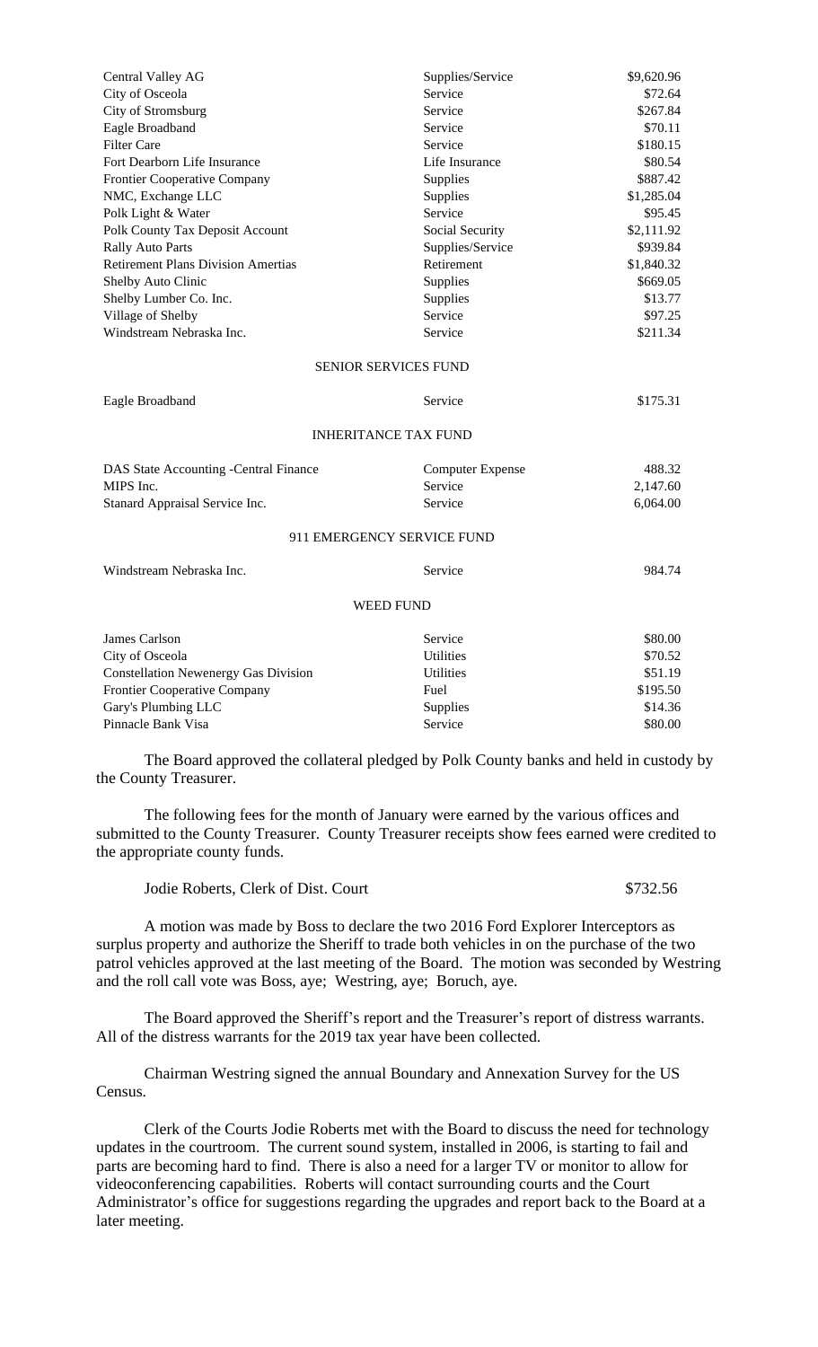| | | |
|---|---|---|
| Central Valley AG | Supplies/Service | $9,620.96 |
| City of Osceola | Service | $72.64 |
| City of Stromsburg | Service | $267.84 |
| Eagle Broadband | Service | $70.11 |
| Filter Care | Service | $180.15 |
| Fort Dearborn Life Insurance | Life Insurance | $80.54 |
| Frontier Cooperative Company | Supplies | $887.42 |
| NMC, Exchange LLC | Supplies | $1,285.04 |
| Polk Light & Water | Service | $95.45 |
| Polk County Tax Deposit Account | Social Security | $2,111.92 |
| Rally Auto Parts | Supplies/Service | $939.84 |
| Retirement Plans Division Amertias | Retirement | $1,840.32 |
| Shelby Auto Clinic | Supplies | $669.05 |
| Shelby Lumber Co. Inc. | Supplies | $13.77 |
| Village of Shelby | Service | $97.25 |
| Windstream Nebraska Inc. | Service | $211.34 |

SENIOR SERVICES FUND

| | | |
|---|---|---|
| Eagle Broadband | Service | $175.31 |

INHERITANCE TAX FUND

| | | |
|---|---|---|
| DAS State Accounting -Central Finance | Computer Expense | 488.32 |
| MIPS Inc. | Service | 2,147.60 |
| Stanard Appraisal Service Inc. | Service | 6,064.00 |

911 EMERGENCY SERVICE FUND

| | | |
|---|---|---|
| Windstream Nebraska Inc. | Service | 984.74 |

WEED FUND

| | | |
|---|---|---|
| James Carlson | Service | $80.00 |
| City of Osceola | Utilities | $70.52 |
| Constellation Newenergy Gas Division | Utilities | $51.19 |
| Frontier Cooperative Company | Fuel | $195.50 |
| Gary's Plumbing LLC | Supplies | $14.36 |
| Pinnacle Bank Visa | Service | $80.00 |

The Board approved the collateral pledged by Polk County banks and held in custody by the County Treasurer.

The following fees for the month of January were earned by the various offices and submitted to the County Treasurer. County Treasurer receipts show fees earned were credited to the appropriate county funds.

Jodie Roberts, Clerk of Dist. Court $732.56

A motion was made by Boss to declare the two 2016 Ford Explorer Interceptors as surplus property and authorize the Sheriff to trade both vehicles in on the purchase of the two patrol vehicles approved at the last meeting of the Board. The motion was seconded by Westring and the roll call vote was Boss, aye; Westring, aye; Boruch, aye.

The Board approved the Sheriff's report and the Treasurer's report of distress warrants. All of the distress warrants for the 2019 tax year have been collected.

Chairman Westring signed the annual Boundary and Annexation Survey for the US Census.

Clerk of the Courts Jodie Roberts met with the Board to discuss the need for technology updates in the courtroom. The current sound system, installed in 2006, is starting to fail and parts are becoming hard to find. There is also a need for a larger TV or monitor to allow for videoconferencing capabilities. Roberts will contact surrounding courts and the Court Administrator's office for suggestions regarding the upgrades and report back to the Board at a later meeting.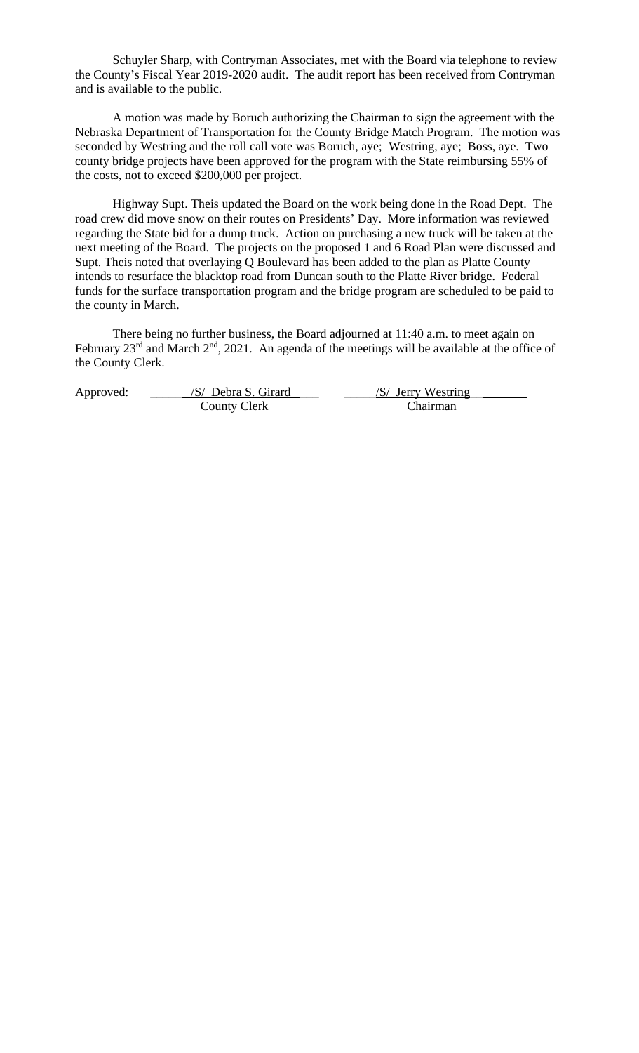Schuyler Sharp, with Contryman Associates, met with the Board via telephone to review the County's Fiscal Year 2019-2020 audit. The audit report has been received from Contryman and is available to the public.

A motion was made by Boruch authorizing the Chairman to sign the agreement with the Nebraska Department of Transportation for the County Bridge Match Program. The motion was seconded by Westring and the roll call vote was Boruch, aye; Westring, aye; Boss, aye. Two county bridge projects have been approved for the program with the State reimbursing 55% of the costs, not to exceed $200,000 per project.

Highway Supt. Theis updated the Board on the work being done in the Road Dept. The road crew did move snow on their routes on Presidents' Day. More information was reviewed regarding the State bid for a dump truck. Action on purchasing a new truck will be taken at the next meeting of the Board. The projects on the proposed 1 and 6 Road Plan were discussed and Supt. Theis noted that overlaying Q Boulevard has been added to the plan as Platte County intends to resurface the blacktop road from Duncan south to the Platte River bridge. Federal funds for the surface transportation program and the bridge program are scheduled to be paid to the county in March.

There being no further business, the Board adjourned at 11:40 a.m. to meet again on February 23rd and March 2nd, 2021. An agenda of the meetings will be available at the office of the County Clerk.

Approved: /S/ Debra S. Girard — County Clerk &nbsp;&nbsp;&nbsp; /S/ Jerry Westring — Chairman